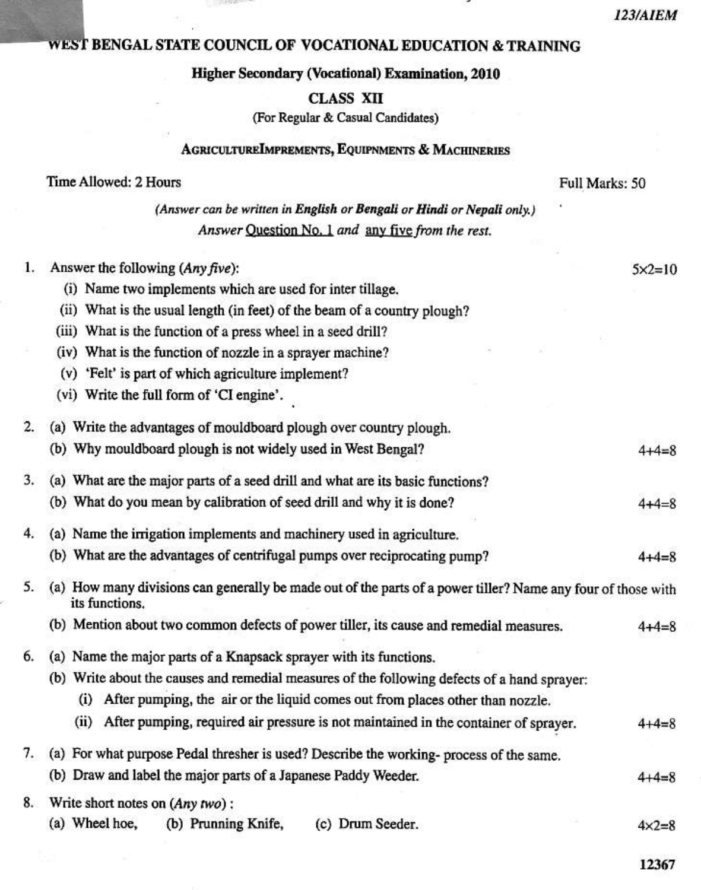123/AIEM

# WEST BENGAL STATE COUNCIL OF VOCATIONAL EDUCATION & TRAINING

## Higher Secondary (Vocational) Examination, 2010

## CLASS XII

(For Regular & Casual Candidates)

## AgricultureImprements, Equipnments & Machineries

Time Allowed: 2 Hours | Full Marks: 50

*(Answer can be written in **English** or **Bengali** or **Hindi** or **Nepali** only.)*

*Answer Question No. 1 and any five from the rest.*

1. Answer the following (*Any five*): 5×2=10
   - (i) Name two implements which are used for inter tillage.
   - (ii) What is the usual length (in feet) of the beam of a country plough?
   - (iii) What is the function of a press wheel in a seed drill?
   - (iv) What is the function of nozzle in a sprayer machine?
   - (v) 'Felt' is part of which agriculture implement?
   - (vi) Write the full form of 'CI engine'.

2. (a) Write the advantages of mouldboard plough over country plough.
   (b) Why mouldboard plough is not widely used in West Bengal? 4+4=8

3. (a) What are the major parts of a seed drill and what are its basic functions?
   (b) What do you mean by calibration of seed drill and why it is done? 4+4=8

4. (a) Name the irrigation implements and machinery used in agriculture.
   (b) What are the advantages of centrifugal pumps over reciprocating pump? 4+4=8

5. (a) How many divisions can generally be made out of the parts of a power tiller? Name any four of those with its functions.
   (b) Mention about two common defects of power tiller, its cause and remedial measures. 4+4=8

6. (a) Name the major parts of a Knapsack sprayer with its functions.
   (b) Write about the causes and remedial measures of the following defects of a hand sprayer:
   - (i) After pumping, the air or the liquid comes out from places other than nozzle.
   - (ii) After pumping, required air pressure is not maintained in the container of sprayer. 4+4=8

7. (a) For what purpose Pedal thresher is used? Describe the working- process of the same.
   (b) Draw and label the major parts of a Japanese Paddy Weeder. 4+4=8

8. Write short notes on (*Any two*):
   (a) Wheel hoe, (b) Prunning Knife, (c) Drum Seeder. 4×2=8

12367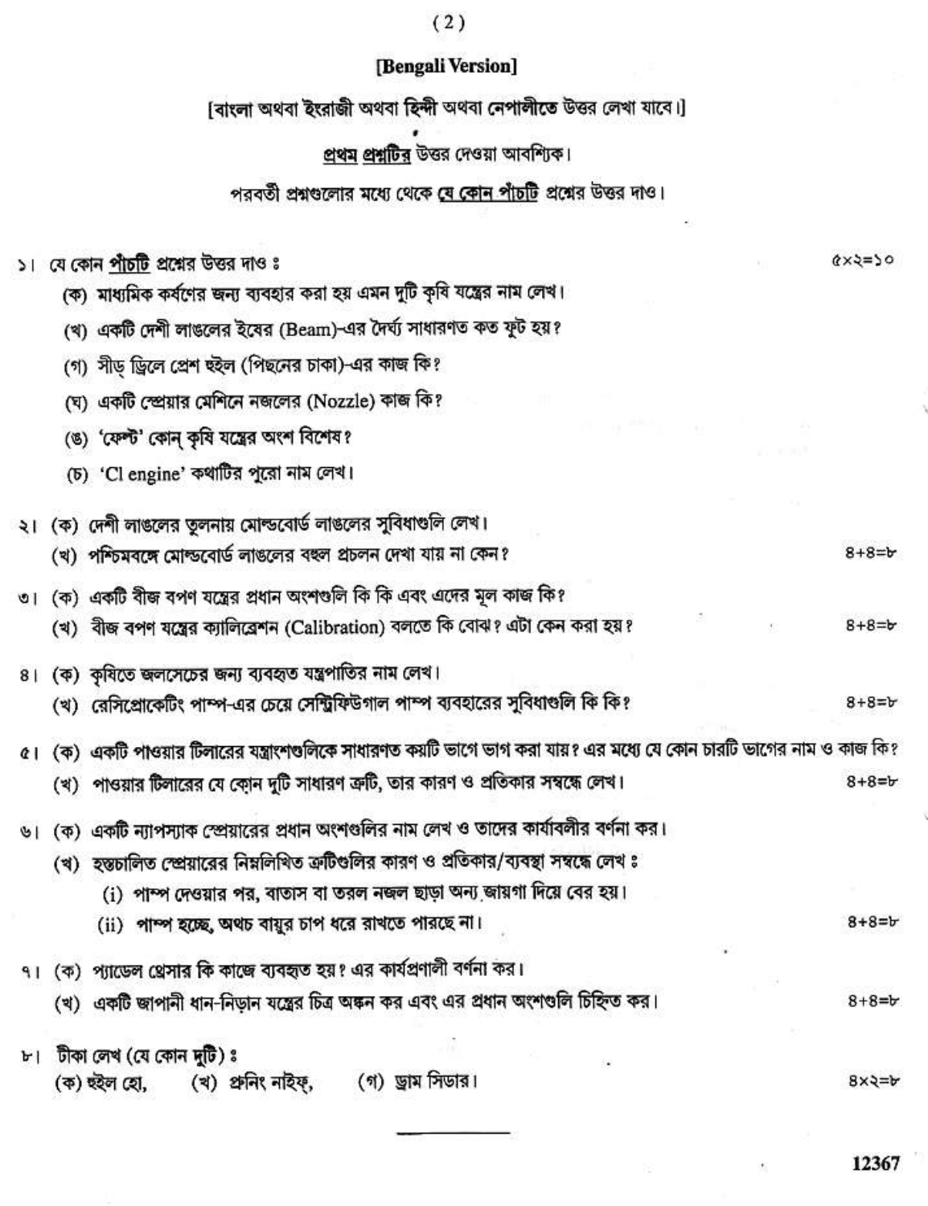## [Bengali Version]

[বাংলা অথবা ইংরাজী অথবা হিন্দী অথবা নেপালীতে উত্তর লেখা যাবে।]

প্রথম প্রশ্নটির উত্তর দেওয়া আবশ্যিক।

পরবর্তী প্রশ্নগুলোর মধ্যে থেকে যে কোন পাঁচটি প্রশ্নের উত্তর দাও।

১। যে কোন **পাঁচটি** প্রশ্নের উত্তর দাও ঃ ৫×২=১০

(ক) মাধ্যমিক কর্ষণের জন্য ব্যবহার করা হয় এমন দুটি কৃষি যন্ত্রের নাম লেখ।

(খ) একটি দেশী লাঙলের ইষের (Beam)-এর দৈর্ঘ্য সাধারণত কত ফুট হয়?

(গ) সীড্ ড্রিলে প্রেশ হুইল (পিছনের চাকা)-এর কাজ কি?

(ঘ) একটি স্প্রেয়ার মেশিনে নজলের (Nozzle) কাজ কি?

(ঙ) 'ফেল্ট' কোন্ কৃষি যন্ত্রের অংশ বিশেষ?

(চ) 'CI engine' কথাটির পুরো নাম লেখ।

২। (ক) দেশী লাঙলের তুলনায় মোল্ডবোর্ড লাঙলের সুবিধাগুলি লেখ।

(খ) পশ্চিমবঙ্গে মোল্ডবোর্ড লাঙলের বহুল প্রচলন দেখা যায় না কেন? ৪+৪=৮

৩। (ক) একটি বীজ বপণ যন্ত্রের প্রধান অংশগুলি কি কি এবং এদের মূল কাজ কি?

(খ) বীজ বপণ যন্ত্রের ক্যালিব্রেশন (Calibration) বলতে কি বোঝ? এটা কেন করা হয়? ৪+৪=৮

৪। (ক) কৃষিতে জলসেচের জন্য ব্যবহৃত যন্ত্রপাতির নাম লেখ।

(খ) রেসিপ্রোকেটিং পাম্প-এর চেয়ে সেন্ট্রিফিউগাল পাম্প ব্যবহারের সুবিধাগুলি কি কি? ৪+৪=৮

৫। (ক) একটি পাওয়ার টিলারের যন্ত্রাংশগুলিকে সাধারণত কয়টি ভাগে ভাগ করা যায়? এর মধ্যে যে কোন চারটি ভাগের নাম ও কাজ কি?

(খ) পাওয়ার টিলারের যে কোন দুটি সাধারণ ত্রুটি, তার কারণ ও প্রতিকার সম্বন্ধে লেখ। ৪+৪=৮

৬। (ক) একটি ন্যাপস্যাক স্প্রেয়ারের প্রধান অংশগুলির নাম লেখ ও তাদের কার্যাবলীর বর্ণনা কর।

(খ) হস্তচালিত স্প্রেয়ারের নিম্নলিখিত ত্রুটিগুলির কারণ ও প্রতিকার/ব্যবস্থা সম্বন্ধে লেখ ঃ

(i) পাম্প দেওয়ার পর, বাতাস বা তরল নজল ছাড়া অন্য জায়গা দিয়ে বের হয়।

(ii) পাম্প হচ্ছে, অথচ বায়ুর চাপ ধরে রাখতে পারছে না। ৪+৪=৮

৭। (ক) প্যাডেল থ্রেসার কি কাজে ব্যবহৃত হয়? এর কার্যপ্রণালী বর্ণনা কর।

(খ) একটি জাপানী ধান-নিড়ান যন্ত্রের চিত্র অঙ্কন কর এবং এর প্রধান অংশগুলি চিহ্নিত কর। ৪+৪=৮

৮। টীকা লেখ (যে কোন দুটি) ঃ ৪×২=৮

(ক) হুইল হো, (খ) প্রুনিং নাইফ, (গ) ড্রাম সিডার।

12367